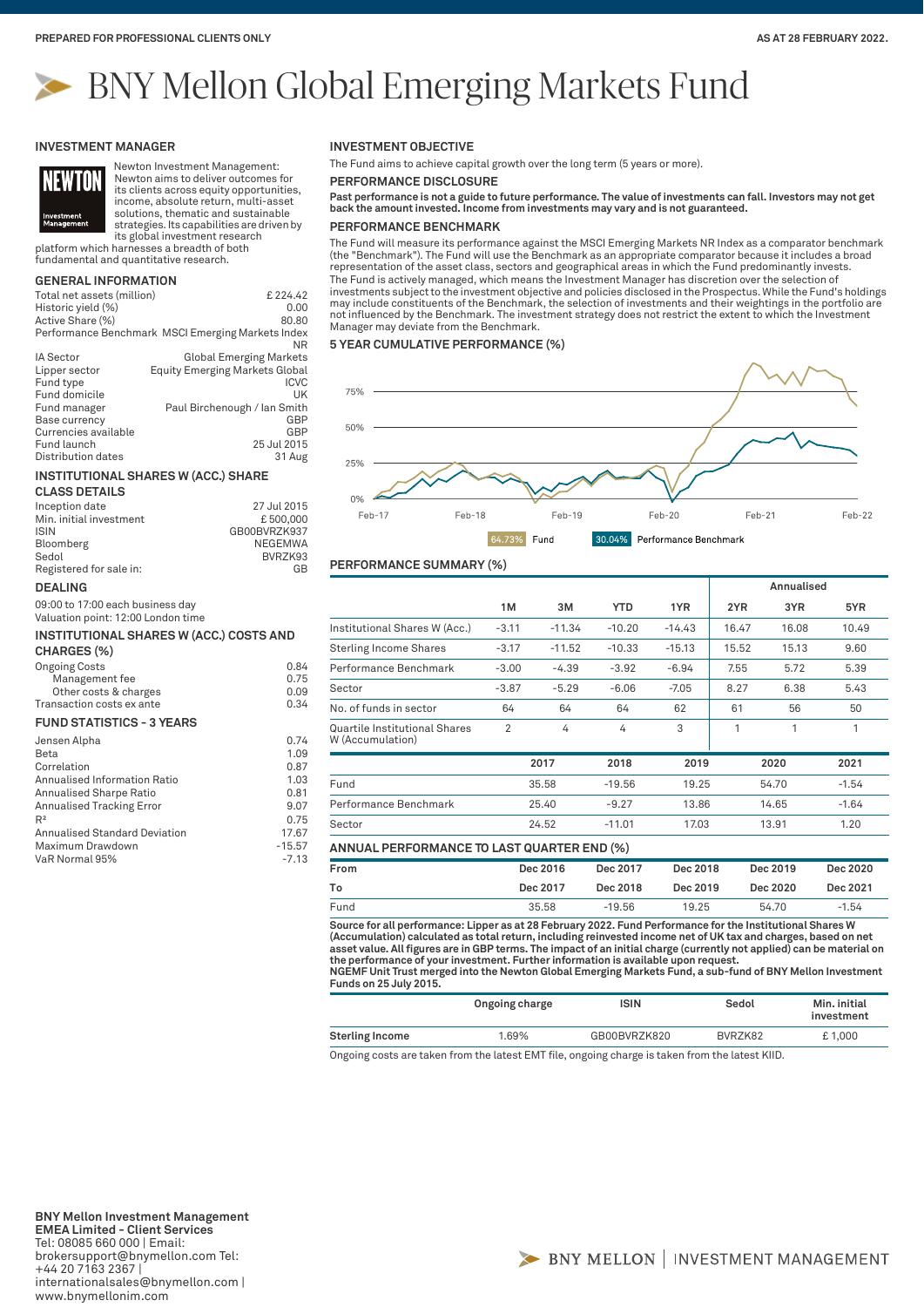PREPARED FOR PROFESSIONAL CLIENTS ONLY

AS AT 28 FEBRUARY 2022.

# BNY Mellon Global Emerging Markets Fund

## INVESTMENT MANAGER

Newton Investment Management: Newton aims to deliver outcomes for its clients across equity opportunities, income, absolute return, multi-asset solutions, thematic and sustainable strategies. Its capabilities are driven by its global investment research platform which harnesses a breadth of both fundamental and quantitative research.

## GENERAL INFORMATION

| | |
|---|---|
| Total net assets (million) | £ 224.42 |
| Historic yield (%) | 0.00 |
| Active Share (%) | 80.80 |
| Performance Benchmark | MSCI Emerging Markets Index NR |
| IA Sector | Global Emerging Markets |
| Lipper sector | Equity Emerging Markets Global |
| Fund type | ICVC |
| Fund domicile | UK |
| Fund manager | Paul Birchenough / Ian Smith |
| Base currency | GBP |
| Currencies available | GBP |
| Fund launch | 25 Jul 2015 |
| Distribution dates | 31 Aug |

## INSTITUTIONAL SHARES W (ACC.) SHARE CLASS DETAILS

| | |
|---|---|
| Inception date | 27 Jul 2015 |
| Min. initial investment | £ 500,000 |
| ISIN | GB00BVRZK937 |
| Bloomberg | NEGEMWA |
| Sedol | BVRZK93 |
| Registered for sale in: | GB |

## DEALING

09:00 to 17:00 each business day
Valuation point: 12:00 London time

## INSTITUTIONAL SHARES W (ACC.) COSTS AND CHARGES (%)

| | |
|---|---|
| Ongoing Costs | 0.84 |
| Management fee | 0.75 |
| Other costs & charges | 0.09 |
| Transaction costs ex ante | 0.34 |

## FUND STATISTICS - 3 YEARS

| | |
|---|---|
| Jensen Alpha | 0.74 |
| Beta | 1.09 |
| Correlation | 0.87 |
| Annualised Information Ratio | 1.03 |
| Annualised Sharpe Ratio | 0.81 |
| Annualised Tracking Error | 9.07 |
| $R^2$ | 0.75 |
| Annualised Standard Deviation | 17.67 |
| Maximum Drawdown | -15.57 |
| VaR Normal 95% | -7.13 |

## INVESTMENT OBJECTIVE

The Fund aims to achieve capital growth over the long term (5 years or more).

## PERFORMANCE DISCLOSURE

**Past performance is not a guide to future performance. The value of investments can fall. Investors may not get back the amount invested. Income from investments may vary and is not guaranteed.**

## PERFORMANCE BENCHMARK

The Fund will measure its performance against the MSCI Emerging Markets NR Index as a comparator benchmark (the "Benchmark"). The Fund will use the Benchmark as an appropriate comparator because it includes a broad representation of the asset class, sectors and geographical areas in which the Fund predominantly invests.
The Fund is actively managed, which means the Investment Manager has discretion over the selection of investments subject to the investment objective and policies disclosed in the Prospectus. While the Fund's holdings may include constituents of the Benchmark, the selection of investments and their weightings in the portfolio are not influenced by the Benchmark. The investment strategy does not restrict the extent to which the Investment Manager may deviate from the Benchmark.

## 5 YEAR CUMULATIVE PERFORMANCE (%)

64.73% Fund — 30.04% Performance Benchmark

## PERFORMANCE SUMMARY (%)

| | 1M | 3M | YTD | 1YR | Annualised 2YR | Annualised 3YR | Annualised 5YR |
|---|---|---|---|---|---|---|---|
| Institutional Shares W (Acc.) | -3.11 | -11.34 | -10.20 | -14.43 | 16.47 | 16.08 | 10.49 |
| Sterling Income Shares | -3.17 | -11.52 | -10.33 | -15.13 | 15.52 | 15.13 | 9.60 |
| Performance Benchmark | -3.00 | -4.39 | -3.92 | -6.94 | 7.55 | 5.72 | 5.39 |
| Sector | -3.87 | -5.29 | -6.06 | -7.05 | 8.27 | 6.38 | 5.43 |
| No. of funds in sector | 64 | 64 | 64 | 62 | 61 | 56 | 50 |
| Quartile Institutional Shares W (Accumulation) | 2 | 4 | 4 | 3 | 1 | 1 | 1 |

| | 2017 | 2018 | 2019 | 2020 | 2021 |
|---|---|---|---|---|---|
| Fund | 35.58 | -19.56 | 19.25 | 54.70 | -1.54 |
| Performance Benchmark | 25.40 | -9.27 | 13.86 | 14.65 | -1.64 |
| Sector | 24.52 | -11.01 | 17.03 | 13.91 | 1.20 |

## ANNUAL PERFORMANCE TO LAST QUARTER END (%)

| From | Dec 2016 | Dec 2017 | Dec 2018 | Dec 2019 | Dec 2020 |
|---|---|---|---|---|---|
| To | Dec 2017 | Dec 2018 | Dec 2019 | Dec 2020 | Dec 2021 |
| Fund | 35.58 | -19.56 | 19.25 | 54.70 | -1.54 |

**Source for all performance: Lipper as at 28 February 2022. Fund Performance for the Institutional Shares W (Accumulation) calculated as total return, including reinvested income net of UK tax and charges, based on net asset value. All figures are in GBP terms. The impact of an initial charge (currently not applied) can be material on the performance of your investment. Further information is available upon request.**
**NGEMF Unit Trust merged into the Newton Global Emerging Markets Fund, a sub-fund of BNY Mellon Investment Funds on 25 July 2015.**

| | Ongoing charge | ISIN | Sedol | Min. initial investment |
|---|---|---|---|---|
| **Sterling Income** | 1.69% | GB00BVRZK820 | BVRZK82 | £ 1,000 |

Ongoing costs are taken from the latest EMT file, ongoing charge is taken from the latest KIID.

**BNY Mellon Investment Management EMEA Limited - Client Services**
Tel: 08085 660 000 | Email: brokersupport@bnymellon.com Tel: +44 20 7163 2367 | internationalsales@bnymellon.com | www.bnymellonim.com

BNY MELLON | INVESTMENT MANAGEMENT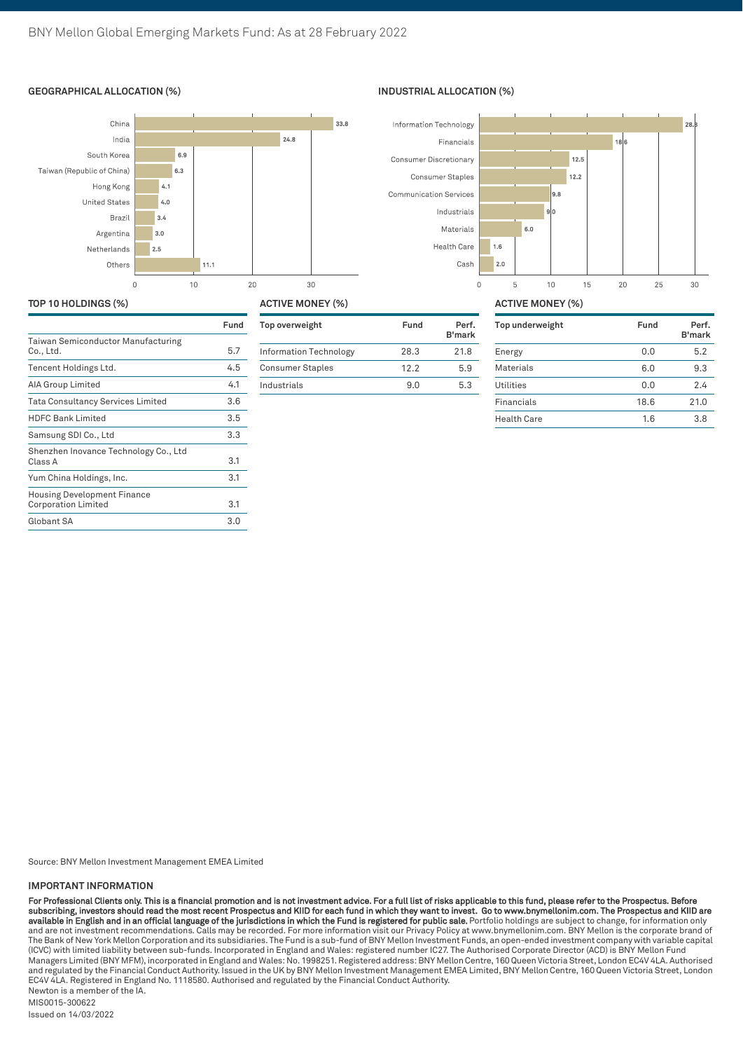BNY Mellon Global Emerging Markets Fund: As at 28 February 2022

### GEOGRAPHICAL ALLOCATION (%)

China 33.8
India 24.8
South Korea 6.9
Taiwan (Republic of China) 6.3
Hong Kong 4.1
United States 4.0
Brazil 3.4
Argentina 3.0
Netherlands 2.5
Others 11.1

0 10 20 30

### INDUSTRIAL ALLOCATION (%)

Information Technology 28.3
Financials 18.6
Consumer Discretionary 12.5
Consumer Staples 12.2
Communication Services 9.8
Industrials 9.0
Materials 6.0
Health Care 1.6
Cash 2.0

0 5 10 15 20 25 30

### TOP 10 HOLDINGS (%)

| | Fund |
|---|---|
| Taiwan Semiconductor Manufacturing Co., Ltd. | 5.7 |
| Tencent Holdings Ltd. | 4.5 |
| AIA Group Limited | 4.1 |
| Tata Consultancy Services Limited | 3.6 |
| HDFC Bank Limited | 3.5 |
| Samsung SDI Co., Ltd | 3.3 |
| Shenzhen Inovance Technology Co., Ltd Class A | 3.1 |
| Yum China Holdings, Inc. | 3.1 |
| Housing Development Finance Corporation Limited | 3.1 |
| Globant SA | 3.0 |

### ACTIVE MONEY (%)

| Top overweight | Fund | Perf. B'mark |
|---|---|---|
| Information Technology | 28.3 | 21.8 |
| Consumer Staples | 12.2 | 5.9 |
| Industrials | 9.0 | 5.3 |

### ACTIVE MONEY (%)

| Top underweight | Fund | Perf. B'mark |
|---|---|---|
| Energy | 0.0 | 5.2 |
| Materials | 6.0 | 9.3 |
| Utilities | 0.0 | 2.4 |
| Financials | 18.6 | 21.0 |
| Health Care | 1.6 | 3.8 |

Source: BNY Mellon Investment Management EMEA Limited

### IMPORTANT INFORMATION

**For Professional Clients only. This is a financial promotion and is not investment advice. For a full list of risks applicable to this fund, please refer to the Prospectus. Before subscribing, investors should read the most recent Prospectus and KIID for each fund in which they want to invest. Go to www.bnymellonim.com. The Prospectus and KIID are available in English and in an official language of the jurisdictions in which the Fund is registered for public sale.** Portfolio holdings are subject to change, for information only and are not investment recommendations. Calls may be recorded. For more information visit our Privacy Policy at www.bnymellonim.com. BNY Mellon is the corporate brand of The Bank of New York Mellon Corporation and its subsidiaries. The Fund is a sub-fund of BNY Mellon Investment Funds, an open-ended investment company with variable capital (ICVC) with limited liability between sub-funds. Incorporated in England and Wales: registered number IC27. The Authorised Corporate Director (ACD) is BNY Mellon Fund Managers Limited (BNY MFM), incorporated in England and Wales: No. 1998251. Registered address: BNY Mellon Centre, 160 Queen Victoria Street, London EC4V 4LA. Authorised and regulated by the Financial Conduct Authority. Issued in the UK by BNY Mellon Investment Management EMEA Limited, BNY Mellon Centre, 160 Queen Victoria Street, London EC4V 4LA. Registered in England No. 1118580. Authorised and regulated by the Financial Conduct Authority.

Newton is a member of the IA.

MIS0015-300622

Issued on 14/03/2022